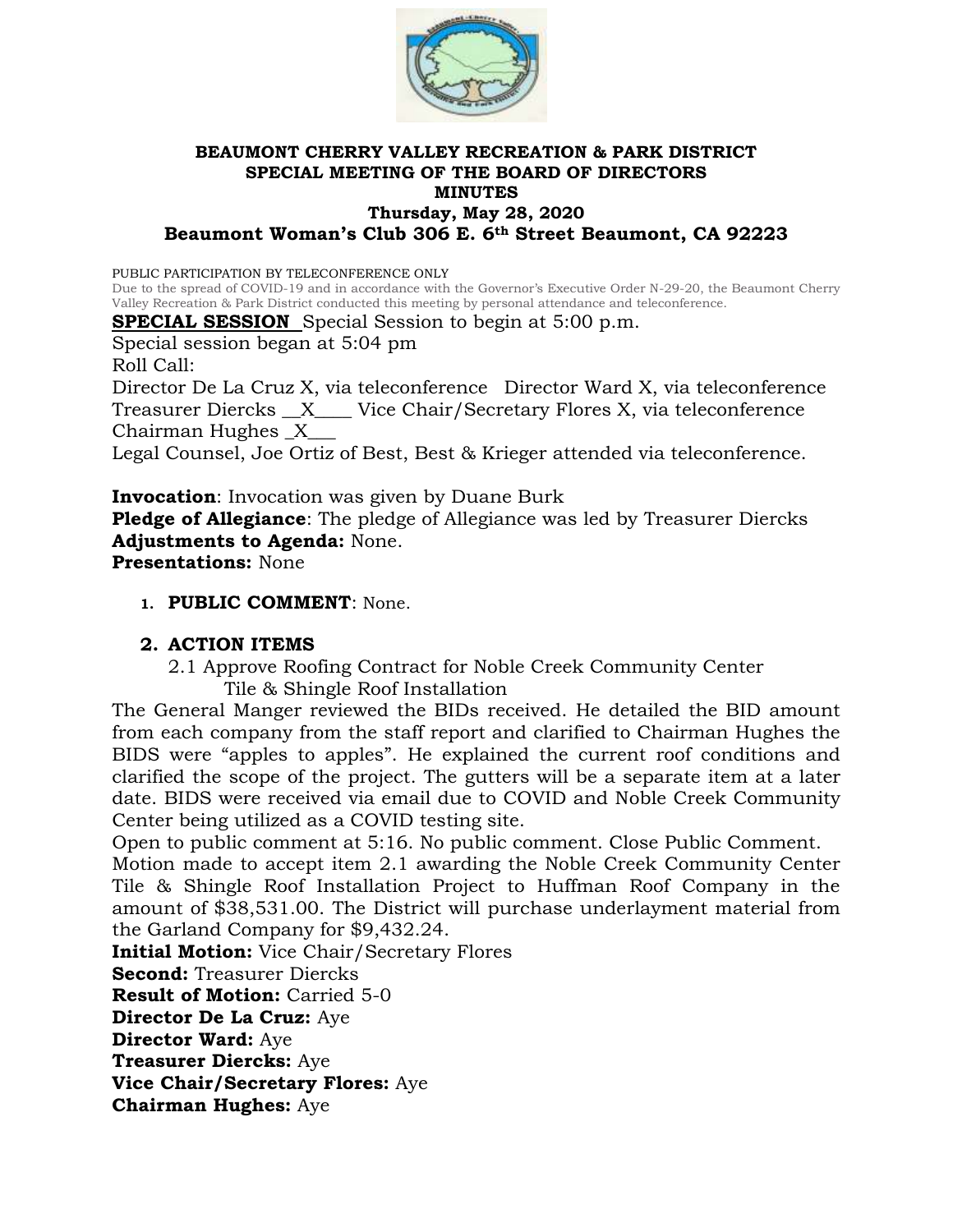**BEAUMONT CHERRY VALLEY RECREATION & PARK DISTRICT**
**SPECIAL MEETING OF THE BOARD OF DIRECTORS**
**MINUTES**
**Thursday, May 28, 2020**
**Beaumont Woman's Club 306 E. 6th Street Beaumont, CA 92223**

PUBLIC PARTICIPATION BY TELECONFERENCE ONLY
Due to the spread of COVID-19 and in accordance with the Governor's Executive Order N-29-20, the Beaumont Cherry Valley Recreation & Park District conducted this meeting by personal attendance and teleconference.

**SPECIAL SESSION** Special Session to begin at 5:00 p.m.
Special session began at 5:04 pm
Roll Call:
Director De La Cruz X, via teleconference Director Ward X, via teleconference
Treasurer Diercks __X____ Vice Chair/Secretary Flores X, via teleconference
Chairman Hughes _X___
Legal Counsel, Joe Ortiz of Best, Best & Krieger attended via teleconference.

**Invocation**: Invocation was given by Duane Burk
**Pledge of Allegiance**: The pledge of Allegiance was led by Treasurer Diercks
**Adjustments to Agenda:** None.
**Presentations:** None

1. **PUBLIC COMMENT**: None.

2. **ACTION ITEMS**

2.1 Approve Roofing Contract for Noble Creek Community Center Tile & Shingle Roof Installation

The General Manger reviewed the BIDs received. He detailed the BID amount from each company from the staff report and clarified to Chairman Hughes the BIDS were "apples to apples". He explained the current roof conditions and clarified the scope of the project. The gutters will be a separate item at a later date. BIDS were received via email due to COVID and Noble Creek Community Center being utilized as a COVID testing site.
Open to public comment at 5:16. No public comment. Close Public Comment.
Motion made to accept item 2.1 awarding the Noble Creek Community Center Tile & Shingle Roof Installation Project to Huffman Roof Company in the amount of $38,531.00. The District will purchase underlayment material from the Garland Company for $9,432.24.
**Initial Motion:** Vice Chair/Secretary Flores
**Second:** Treasurer Diercks
**Result of Motion:** Carried 5-0
**Director De La Cruz:** Aye
**Director Ward:** Aye
**Treasurer Diercks:** Aye
**Vice Chair/Secretary Flores:** Aye
**Chairman Hughes:** Aye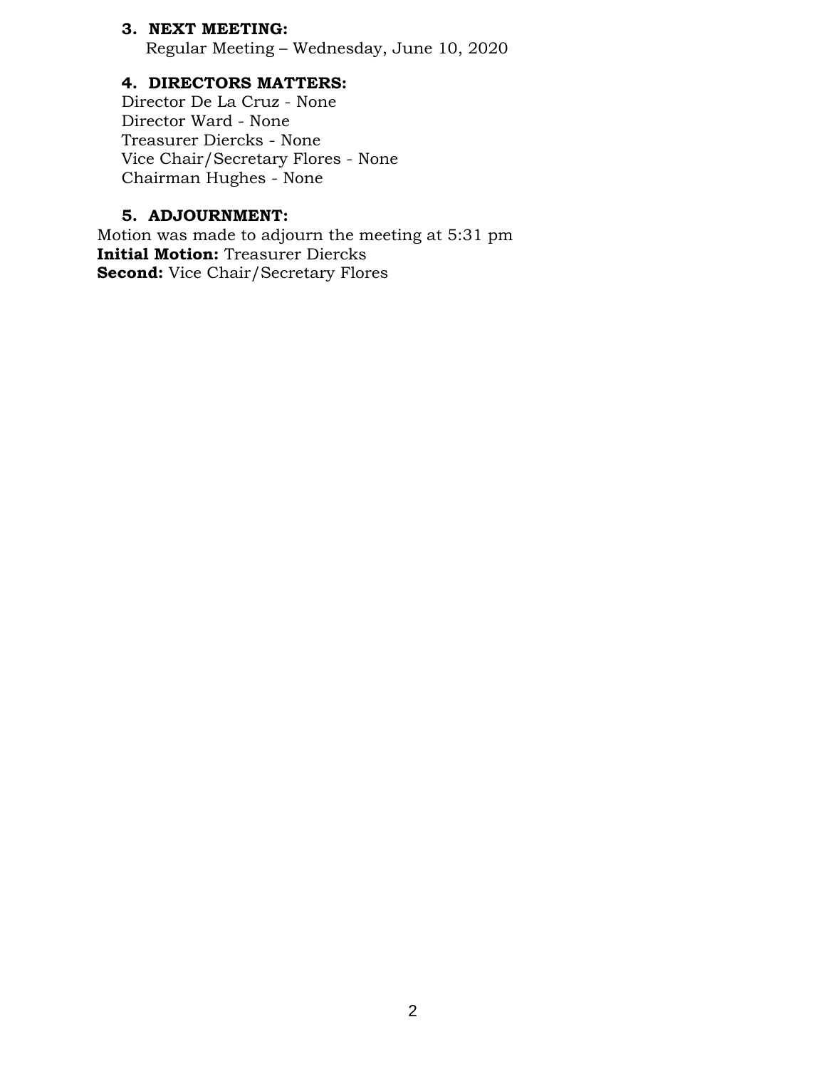### 3. NEXT MEETING:

Regular Meeting – Wednesday, June 10, 2020

### 4. DIRECTORS MATTERS:

Director De La Cruz - None
Director Ward - None
Treasurer Diercks - None
Vice Chair/Secretary Flores - None
Chairman Hughes - None

### 5. ADJOURNMENT:

Motion was made to adjourn the meeting at 5:31 pm
**Initial Motion:** Treasurer Diercks
**Second:** Vice Chair/Secretary Flores